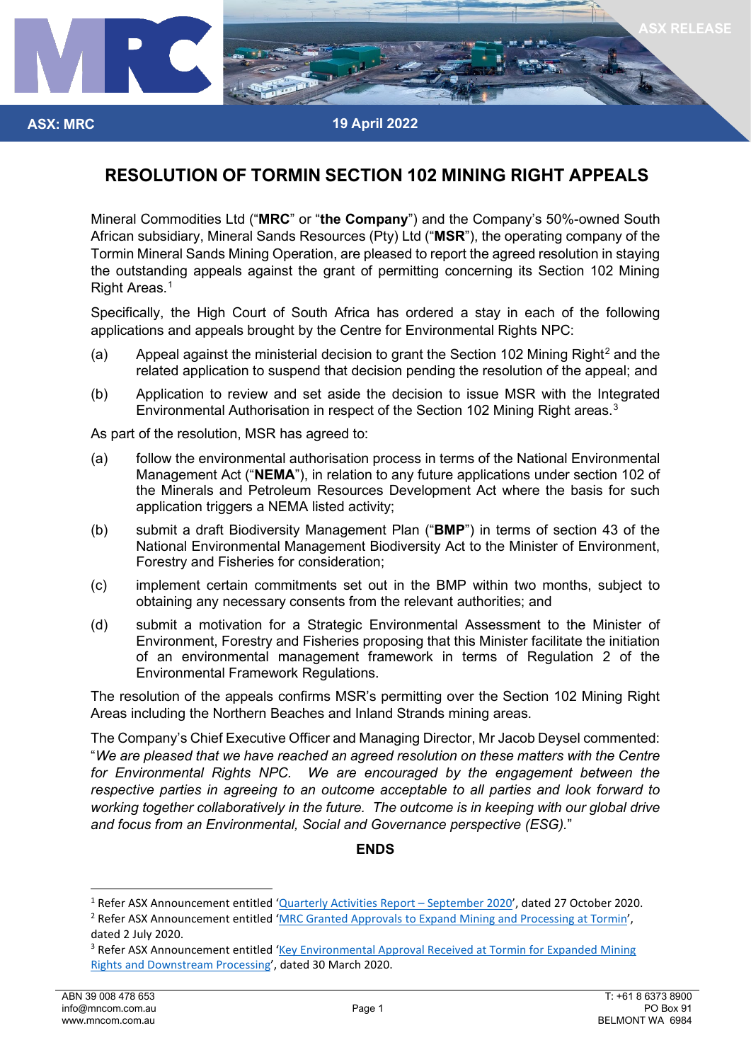ASX RELEASE

ASX: MRC

19 April 2022

# RESOLUTION OF TORMIN SECTION 102 MINING RIGHT APPEALS

Mineral Commodities Ltd ("**MRC**" or "**the Company**") and the Company's 50%-owned South African subsidiary, Mineral Sands Resources (Pty) Ltd ("**MSR**"), the operating company of the Tormin Mineral Sands Mining Operation, are pleased to report the agreed resolution in staying the outstanding appeals against the grant of permitting concerning its Section 102 Mining Right Areas.[1]

Specifically, the High Court of South Africa has ordered a stay in each of the following applications and appeals brought by the Centre for Environmental Rights NPC:

(a) Appeal against the ministerial decision to grant the Section 102 Mining Right[2] and the related application to suspend that decision pending the resolution of the appeal; and

(b) Application to review and set aside the decision to issue MSR with the Integrated Environmental Authorisation in respect of the Section 102 Mining Right areas.[3]

As part of the resolution, MSR has agreed to:

(a) follow the environmental authorisation process in terms of the National Environmental Management Act ("**NEMA**"), in relation to any future applications under section 102 of the Minerals and Petroleum Resources Development Act where the basis for such application triggers a NEMA listed activity;

(b) submit a draft Biodiversity Management Plan ("**BMP**") in terms of section 43 of the National Environmental Management Biodiversity Act to the Minister of Environment, Forestry and Fisheries for consideration;

(c) implement certain commitments set out in the BMP within two months, subject to obtaining any necessary consents from the relevant authorities; and

(d) submit a motivation for a Strategic Environmental Assessment to the Minister of Environment, Forestry and Fisheries proposing that this Minister facilitate the initiation of an environmental management framework in terms of Regulation 2 of the Environmental Framework Regulations.

The resolution of the appeals confirms MSR's permitting over the Section 102 Mining Right Areas including the Northern Beaches and Inland Strands mining areas.

The Company's Chief Executive Officer and Managing Director, Mr Jacob Deysel commented: "*We are pleased that we have reached an agreed resolution on these matters with the Centre for Environmental Rights NPC. We are encouraged by the engagement between the respective parties in agreeing to an outcome acceptable to all parties and look forward to working together collaboratively in the future. The outcome is in keeping with our global drive and focus from an Environmental, Social and Governance perspective (ESG).*"

**ENDS**

---

[1] Refer ASX Announcement entitled 'Quarterly Activities Report – September 2020', dated 27 October 2020.

[2] Refer ASX Announcement entitled 'MRC Granted Approvals to Expand Mining and Processing at Tormin', dated 2 July 2020.

[3] Refer ASX Announcement entitled 'Key Environmental Approval Received at Tormin for Expanded Mining Rights and Downstream Processing', dated 30 March 2020.

ABN 39 008 478 653
info@mncom.com.au
www.mncom.com.au

T: +61 8 6373 8900
PO Box 91
BELMONT WA 6984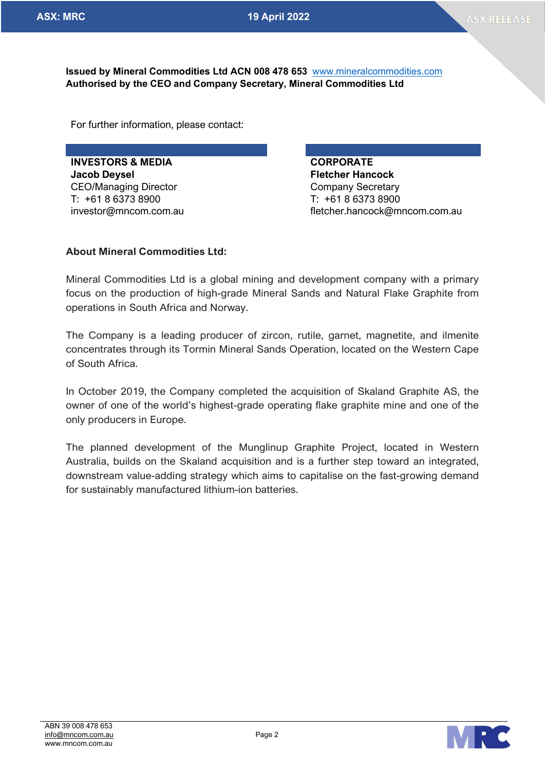**Issued by Mineral Commodities Ltd ACN 008 478 653** www.mineralcommodities.com
**Authorised by the CEO and Company Secretary, Mineral Commodities Ltd**

For further information, please contact:

**INVESTORS & MEDIA**
**Jacob Deysel**
CEO/Managing Director
T: +61 8 6373 8900
investor@mncom.com.au

**CORPORATE**
**Fletcher Hancock**
Company Secretary
T: +61 8 6373 8900
fletcher.hancock@mncom.com.au

**About Mineral Commodities Ltd:**

Mineral Commodities Ltd is a global mining and development company with a primary focus on the production of high-grade Mineral Sands and Natural Flake Graphite from operations in South Africa and Norway.

The Company is a leading producer of zircon, rutile, garnet, magnetite, and ilmenite concentrates through its Tormin Mineral Sands Operation, located on the Western Cape of South Africa.

In October 2019, the Company completed the acquisition of Skaland Graphite AS, the owner of one of the world's highest-grade operating flake graphite mine and one of the only producers in Europe.

The planned development of the Munglinup Graphite Project, located in Western Australia, builds on the Skaland acquisition and is a further step toward an integrated, downstream value-adding strategy which aims to capitalise on the fast-growing demand for sustainably manufactured lithium-ion batteries.